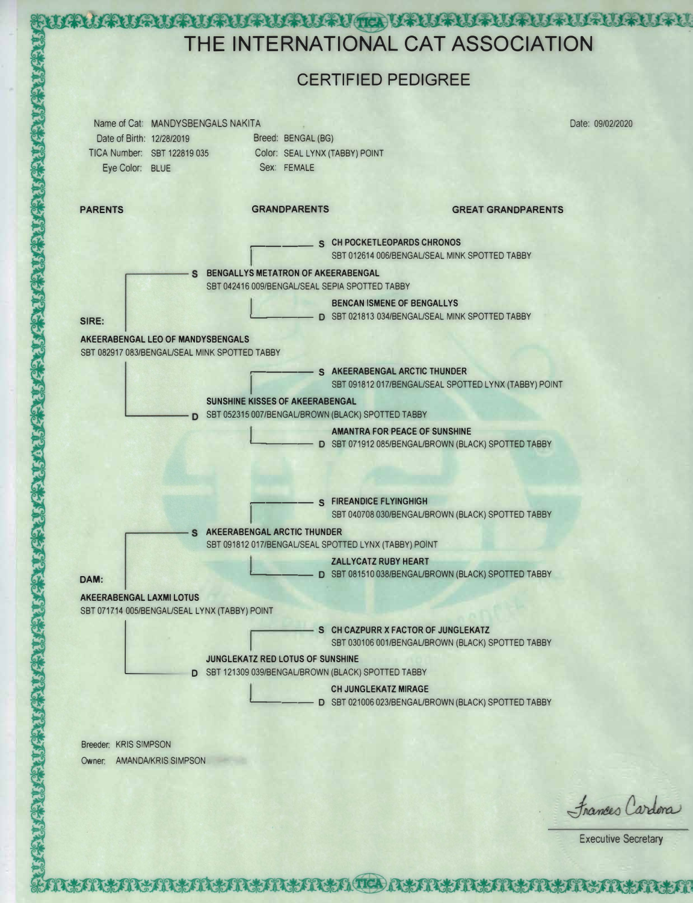# THE INTERNATIONAL CAT ASSOCIATION

## CERTIFIED PEDIGREE

Name of Cat: MANDYSBENGALS NAKITA

Date: 09/02/2020

Date of Birth: 12/28/2019

Breed: BENGAL (BG)

TICA Number: SBT 122819 035

Color: SEAL LYNX (TABBY) POINT

Eye Color: BLUE

Sex: FEMALE

| PARENTS | GRANDPARENTS | GREAT GRANDPARENTS |
| --- | --- | --- |
| SIRE: AKEERABENGAL LEO OF MANDYSBENGALS SBT 082917 083/BENGAL/SEAL MINK SPOTTED TABBY | S BENGALLYS METATRON OF AKEERABENGAL SBT 042416 009/BENGAL/SEAL SEPIA SPOTTED TABBY | S CH POCKETLEOPARDS CHRONOS SBT 012614 006/BENGAL/SEAL MINK SPOTTED TABBY |
| | | D BENCAN ISMENE OF BENGALLYS SBT 021813 034/BENGAL/SEAL MINK SPOTTED TABBY |
| | D SUNSHINE KISSES OF AKEERABENGAL SBT 052315 007/BENGAL/BROWN (BLACK) SPOTTED TABBY | S AKEERABENGAL ARCTIC THUNDER SBT 091812 017/BENGAL/SEAL SPOTTED LYNX (TABBY) POINT |
| | | D AMANTRA FOR PEACE OF SUNSHINE SBT 071912 085/BENGAL/BROWN (BLACK) SPOTTED TABBY |
| DAM: AKEERABENGAL LAXMI LOTUS SBT 071714 005/BENGAL/SEAL LYNX (TABBY) POINT | S AKEERABENGAL ARCTIC THUNDER SBT 091812 017/BENGAL/SEAL SPOTTED LYNX (TABBY) POINT | S FIREANDICE FLYINGHIGH SBT 040708 030/BENGAL/BROWN (BLACK) SPOTTED TABBY |
| | | D ZALLYCATZ RUBY HEART SBT 081510 038/BENGAL/BROWN (BLACK) SPOTTED TABBY |
| | D JUNGLEKATZ RED LOTUS OF SUNSHINE SBT 121309 039/BENGAL/BROWN (BLACK) SPOTTED TABBY | S CH CAZPURR X FACTOR OF JUNGLEKATZ SBT 030106 001/BENGAL/BROWN (BLACK) SPOTTED TABBY |
| | | D CH JUNGLEKATZ MIRAGE SBT 021006 023/BENGAL/BROWN (BLACK) SPOTTED TABBY |

Breeder: KRIS SIMPSON

Owner: AMANDA/KRIS SIMPSON

Frances Cardona

Executive Secretary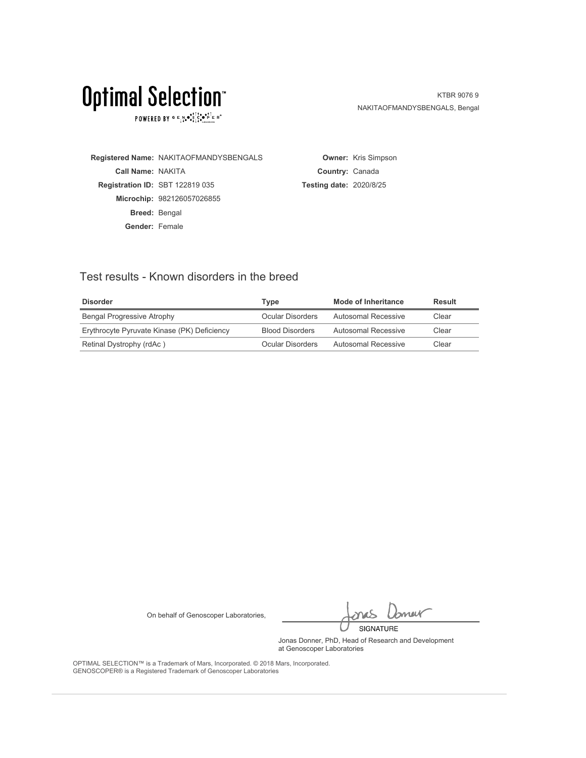# Optimal Selection™

POWERED BY GENOSCOPER Laboratories

KTBR 9076 9
NAKITAOFMANDYSBENGALS, Bengal

**Registered Name:** NAKITAOFMANDYSBENGALS
**Call Name:** NAKITA
**Registration ID:** SBT 122819 035
**Microchip:** 982126057026855
**Breed:** Bengal
**Gender:** Female

**Owner:** Kris Simpson
**Country:** Canada
**Testing date:** 2020/8/25

## Test results - Known disorders in the breed

| Disorder | Type | Mode of Inheritance | Result |
|---|---|---|---|
| Bengal Progressive Atrophy | Ocular Disorders | Autosomal Recessive | Clear |
| Erythrocyte Pyruvate Kinase (PK) Deficiency | Blood Disorders | Autosomal Recessive | Clear |
| Retinal Dystrophy (rdAc ) | Ocular Disorders | Autosomal Recessive | Clear |

On behalf of Genoscoper Laboratories,

SIGNATURE

Jonas Donner, PhD, Head of Research and Development at Genoscoper Laboratories

OPTIMAL SELECTION™ is a Trademark of Mars, Incorporated. © 2018 Mars, Incorporated.
GENOSCOPER® is a Registered Trademark of Genoscoper Laboratories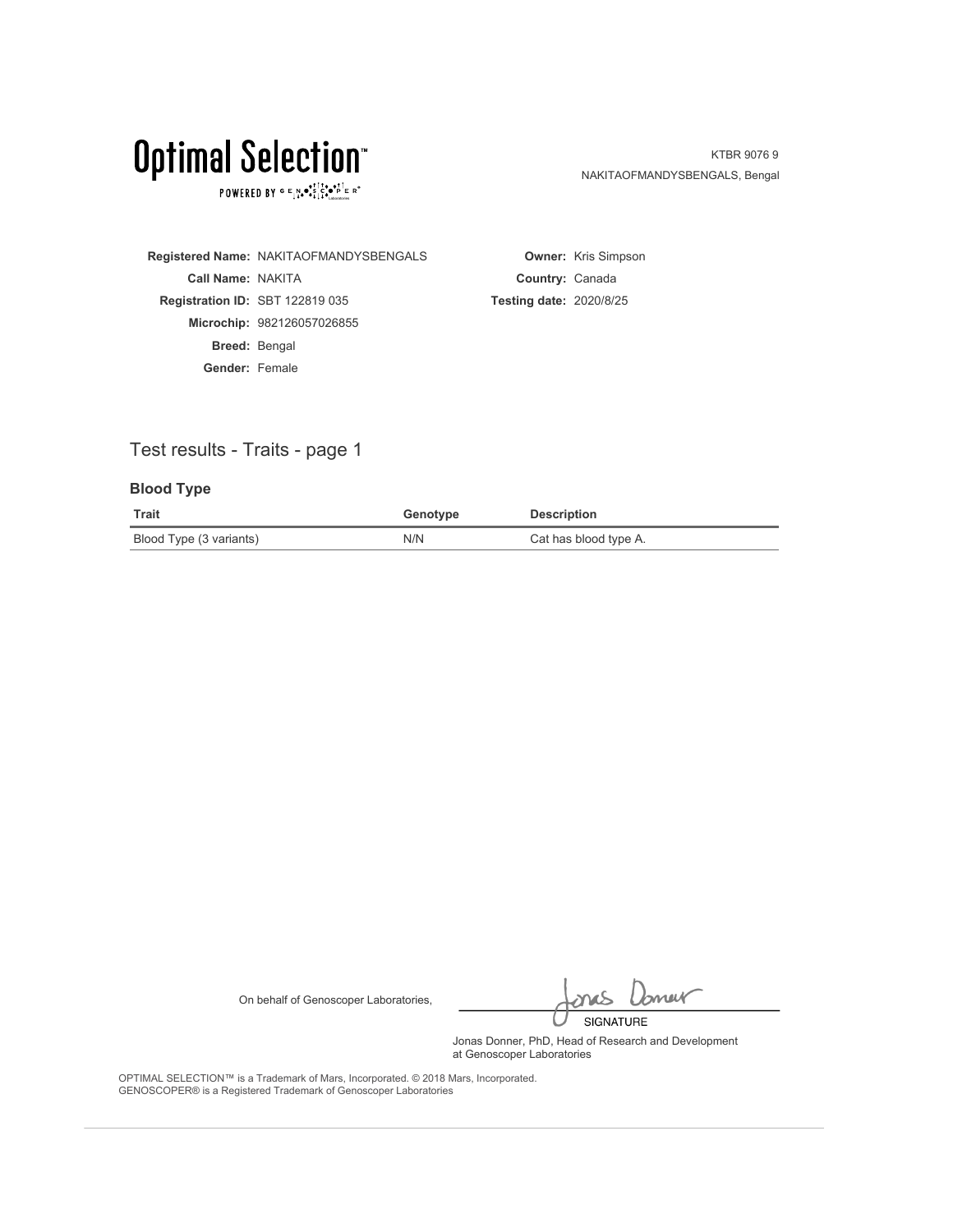# Optimal Selection™

POWERED BY GENOSCOPER® Laboratories

KTBR 9076 9
NAKITAOFMANDYSBENGALS, Bengal

**Registered Name:** NAKITAOFMANDYSBENGALS
**Call Name:** NAKITA
**Registration ID:** SBT 122819 035
**Microchip:** 982126057026855
**Breed:** Bengal
**Gender:** Female

**Owner:** Kris Simpson
**Country:** Canada
**Testing date:** 2020/8/25

## Test results - Traits - page 1

### Blood Type

| Trait | Genotype | Description |
| --- | --- | --- |
| Blood Type (3 variants) | N/N | Cat has blood type A. |

On behalf of Genoscoper Laboratories,

SIGNATURE

Jonas Donner, PhD, Head of Research and Development at Genoscoper Laboratories

OPTIMAL SELECTION™ is a Trademark of Mars, Incorporated. © 2018 Mars, Incorporated.
GENOSCOPER® is a Registered Trademark of Genoscoper Laboratories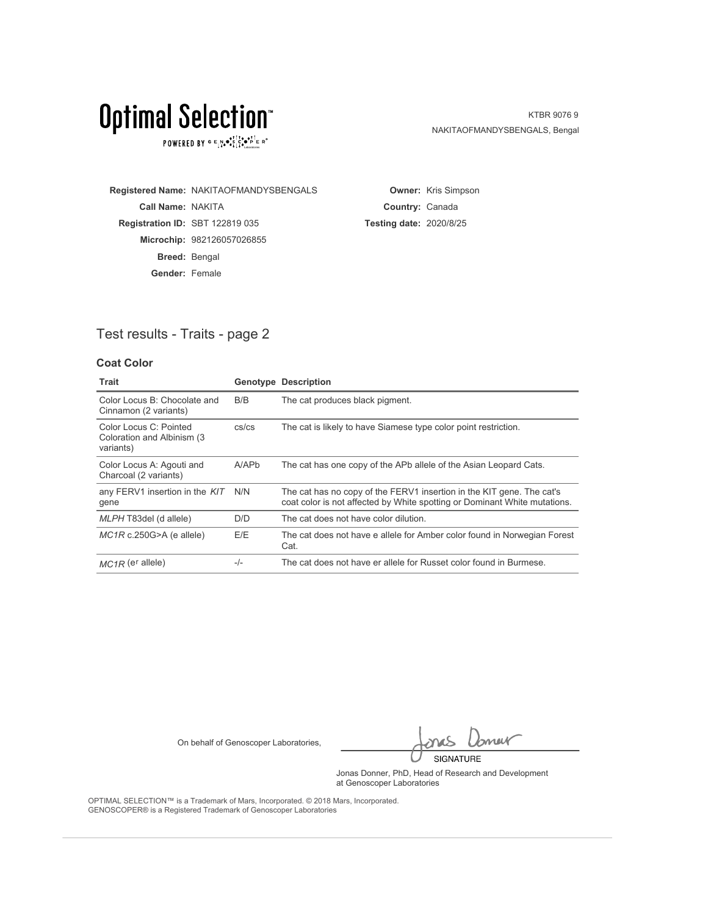# Optimal Selection™

POWERED BY GENOSCOPER® Laboratories

KTBR 9076 9
NAKITAOFMANDYSBENGALS, Bengal

**Registered Name:** NAKITAOFMANDYSBENGALS
**Call Name:** NAKITA
**Registration ID:** SBT 122819 035
**Microchip:** 982126057026855
**Breed:** Bengal
**Gender:** Female

**Owner:** Kris Simpson
**Country:** Canada
**Testing date:** 2020/8/25

## Test results - Traits - page 2

### Coat Color

| Trait | Genotype | Description |
|---|---|---|
| Color Locus B: Chocolate and Cinnamon (2 variants) | B/B | The cat produces black pigment. |
| Color Locus C: Pointed Coloration and Albinism (3 variants) | cs/cs | The cat is likely to have Siamese type color point restriction. |
| Color Locus A: Agouti and Charcoal (2 variants) | A/APb | The cat has one copy of the APb allele of the Asian Leopard Cats. |
| any FERV1 insertion in the *KIT* gene | N/N | The cat has no copy of the FERV1 insertion in the KIT gene. The cat's coat color is not affected by White spotting or Dominant White mutations. |
| *MLPH* T83del (d allele) | D/D | The cat does not have color dilution. |
| *MC1R* c.250G>A (e allele) | E/E | The cat does not have e allele for Amber color found in Norwegian Forest Cat. |
| *MC1R* ($e^r$ allele) | -/- | The cat does not have er allele for Russet color found in Burmese. |

On behalf of Genoscoper Laboratories,

SIGNATURE

Jonas Donner, PhD, Head of Research and Development at Genoscoper Laboratories

OPTIMAL SELECTION™ is a Trademark of Mars, Incorporated. © 2018 Mars, Incorporated.
GENOSCOPER® is a Registered Trademark of Genoscoper Laboratories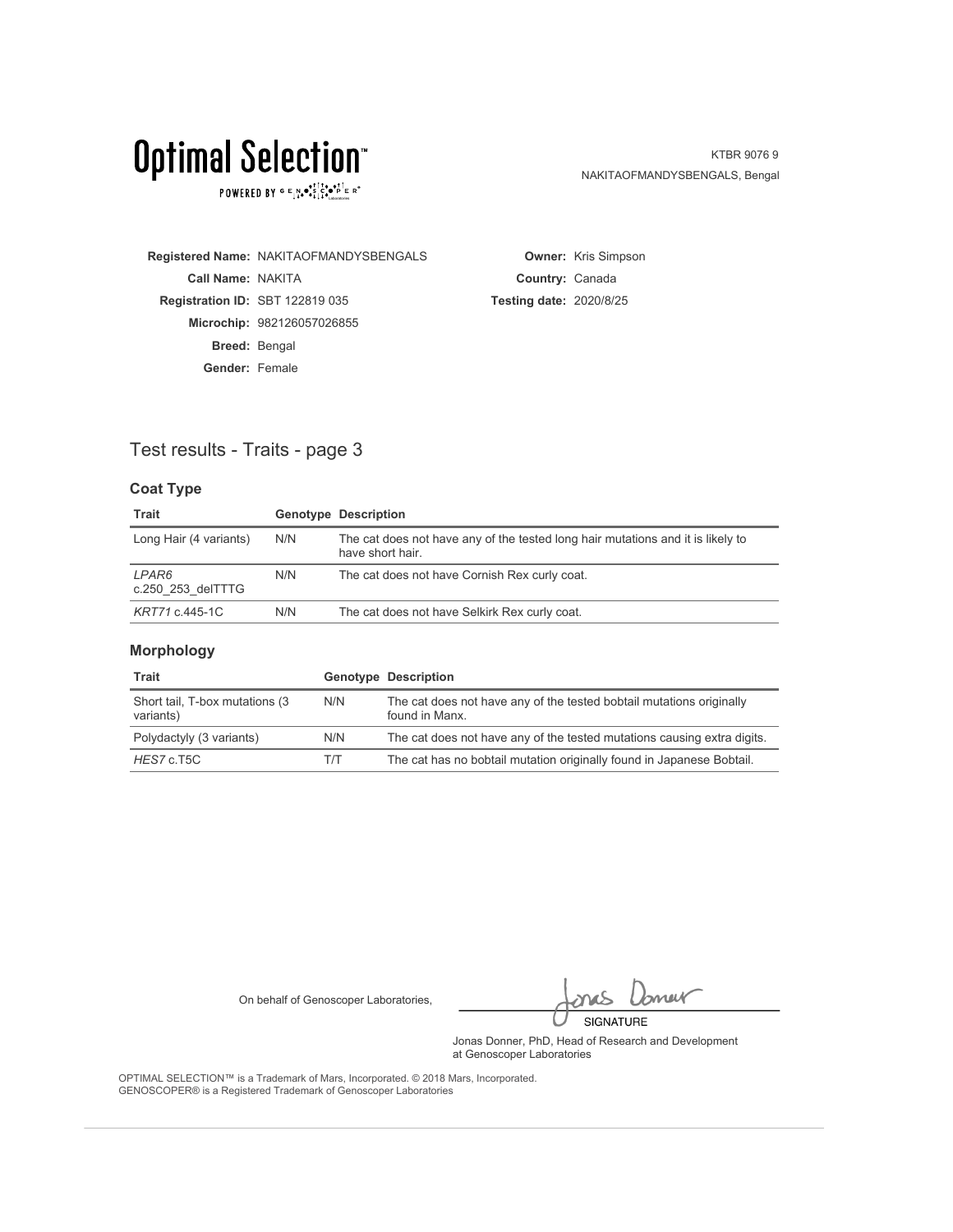# Optimal Selection™

POWERED BY GENOSCOPER®

KTBR 9076 9
NAKITAOFMANDYSBENGALS, Bengal

**Registered Name:** NAKITAOFMANDYSBENGALS
**Call Name:** NAKITA
**Registration ID:** SBT 122819 035
**Microchip:** 982126057026855
**Breed:** Bengal
**Gender:** Female

**Owner:** Kris Simpson
**Country:** Canada
**Testing date:** 2020/8/25

## Test results - Traits - page 3

### Coat Type

| Trait | Genotype | Description |
| --- | --- | --- |
| Long Hair (4 variants) | N/N | The cat does not have any of the tested long hair mutations and it is likely to have short hair. |
| *LPAR6* c.250_253_delTTTG | N/N | The cat does not have Cornish Rex curly coat. |
| *KRT71* c.445-1C | N/N | The cat does not have Selkirk Rex curly coat. |

### Morphology

| Trait | Genotype | Description |
| --- | --- | --- |
| Short tail, T-box mutations (3 variants) | N/N | The cat does not have any of the tested bobtail mutations originally found in Manx. |
| Polydactyly (3 variants) | N/N | The cat does not have any of the tested mutations causing extra digits. |
| *HES7* c.T5C | T/T | The cat has no bobtail mutation originally found in Japanese Bobtail. |

On behalf of Genoscoper Laboratories,

SIGNATURE

Jonas Donner, PhD, Head of Research and Development at Genoscoper Laboratories

OPTIMAL SELECTION™ is a Trademark of Mars, Incorporated. © 2018 Mars, Incorporated.
GENOSCOPER® is a Registered Trademark of Genoscoper Laboratories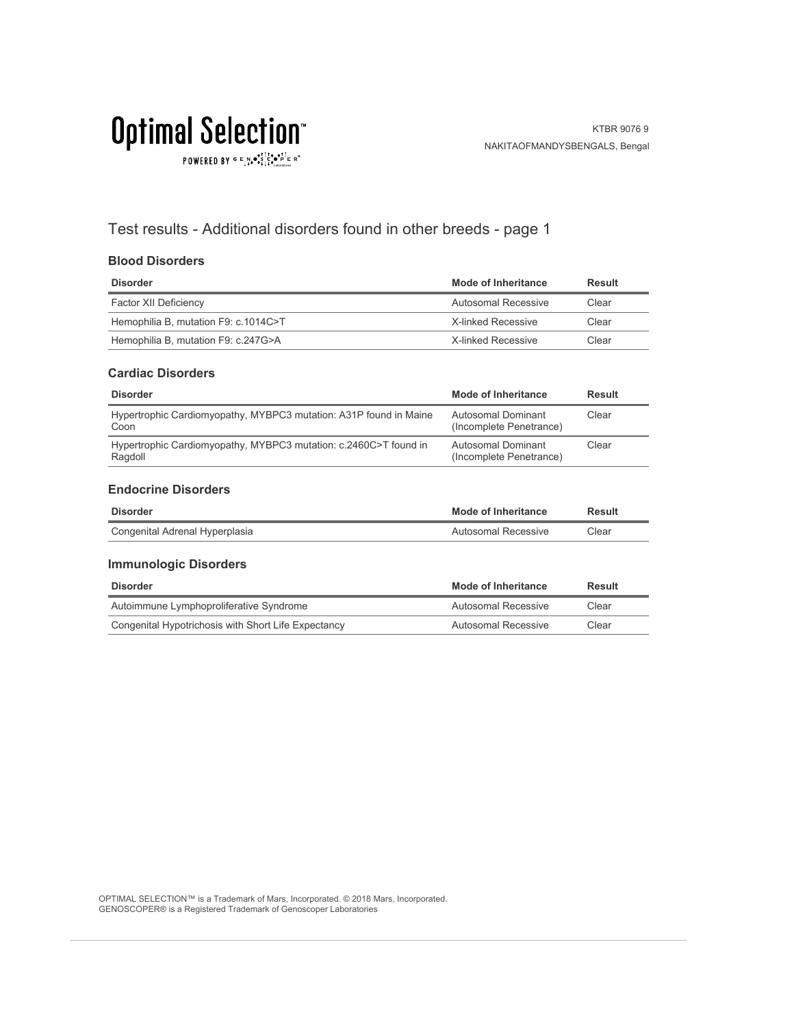KTBR 9076 9
NAKITAOFMANDYSBENGALS, Bengal

## Test results - Additional disorders found in other breeds - page 1

### Blood Disorders

| Disorder | Mode of Inheritance | Result |
| --- | --- | --- |
| Factor XII Deficiency | Autosomal Recessive | Clear |
| Hemophilia B, mutation F9: c.1014C>T | X-linked Recessive | Clear |
| Hemophilia B, mutation F9: c.247G>A | X-linked Recessive | Clear |

### Cardiac Disorders

| Disorder | Mode of Inheritance | Result |
| --- | --- | --- |
| Hypertrophic Cardiomyopathy, MYBPC3 mutation: A31P found in Maine Coon | Autosomal Dominant (Incomplete Penetrance) | Clear |
| Hypertrophic Cardiomyopathy, MYBPC3 mutation: c.2460C>T found in Ragdoll | Autosomal Dominant (Incomplete Penetrance) | Clear |

### Endocrine Disorders

| Disorder | Mode of Inheritance | Result |
| --- | --- | --- |
| Congenital Adrenal Hyperplasia | Autosomal Recessive | Clear |

### Immunologic Disorders

| Disorder | Mode of Inheritance | Result |
| --- | --- | --- |
| Autoimmune Lymphoproliferative Syndrome | Autosomal Recessive | Clear |
| Congenital Hypotrichosis with Short Life Expectancy | Autosomal Recessive | Clear |

OPTIMAL SELECTION™ is a Trademark of Mars, Incorporated. © 2018 Mars, Incorporated.
GENOSCOPER® is a Registered Trademark of Genoscoper Laboratories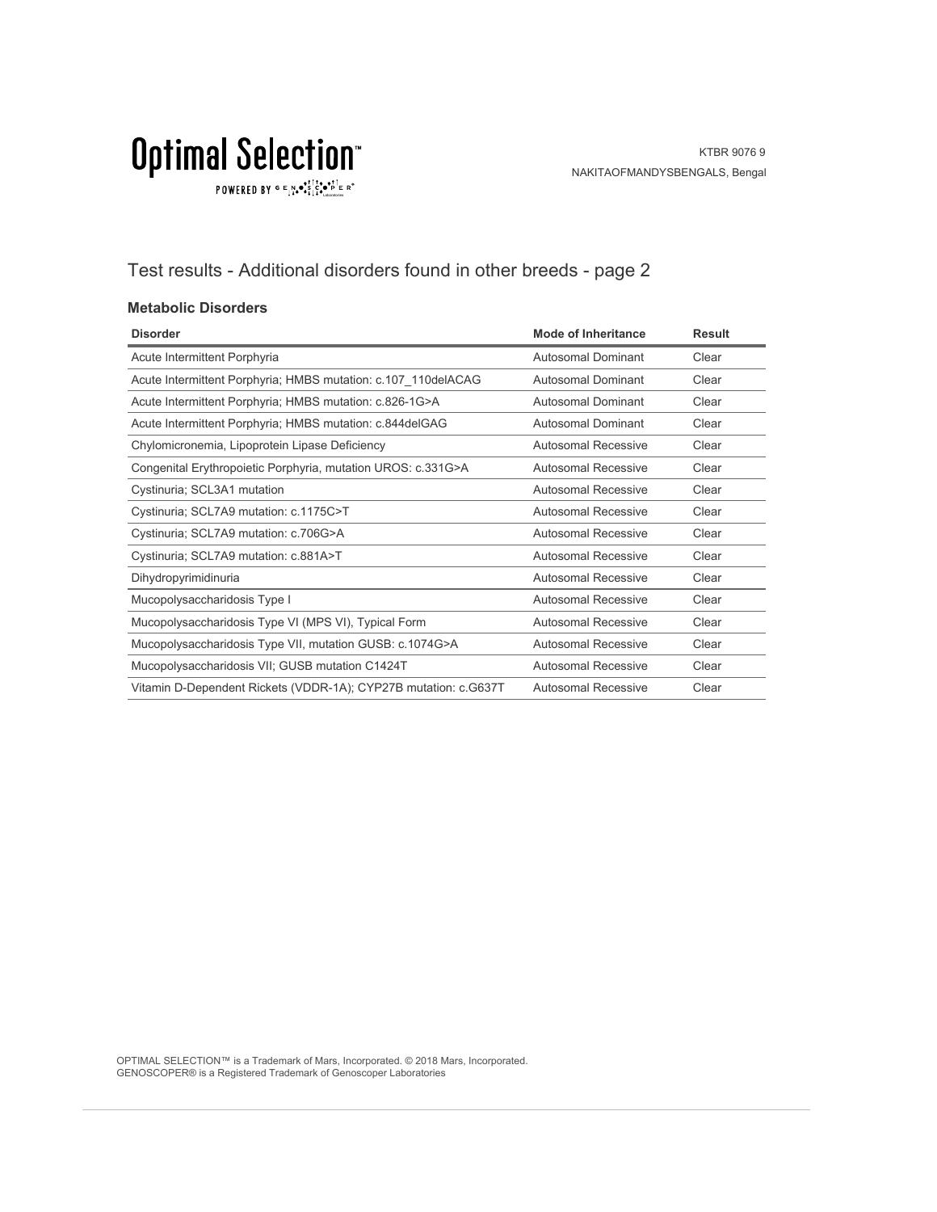Test results - Additional disorders found in other breeds - page 2

### Metabolic Disorders

| Disorder | Mode of Inheritance | Result |
|---|---|---|
| Acute Intermittent Porphyria | Autosomal Dominant | Clear |
| Acute Intermittent Porphyria; HMBS mutation: c.107_110delACAG | Autosomal Dominant | Clear |
| Acute Intermittent Porphyria; HMBS mutation: c.826-1G>A | Autosomal Dominant | Clear |
| Acute Intermittent Porphyria; HMBS mutation: c.844delGAG | Autosomal Dominant | Clear |
| Chylomicronemia, Lipoprotein Lipase Deficiency | Autosomal Recessive | Clear |
| Congenital Erythropoietic Porphyria, mutation UROS: c.331G>A | Autosomal Recessive | Clear |
| Cystinuria; SCL3A1 mutation | Autosomal Recessive | Clear |
| Cystinuria; SCL7A9 mutation: c.1175C>T | Autosomal Recessive | Clear |
| Cystinuria; SCL7A9 mutation: c.706G>A | Autosomal Recessive | Clear |
| Cystinuria; SCL7A9 mutation: c.881A>T | Autosomal Recessive | Clear |
| Dihydropyrimidinuria | Autosomal Recessive | Clear |
| Mucopolysaccharidosis Type I | Autosomal Recessive | Clear |
| Mucopolysaccharidosis Type VI (MPS VI), Typical Form | Autosomal Recessive | Clear |
| Mucopolysaccharidosis Type VII, mutation GUSB: c.1074G>A | Autosomal Recessive | Clear |
| Mucopolysaccharidosis VII; GUSB mutation C1424T | Autosomal Recessive | Clear |
| Vitamin D-Dependent Rickets (VDDR-1A); CYP27B mutation: c.G637T | Autosomal Recessive | Clear |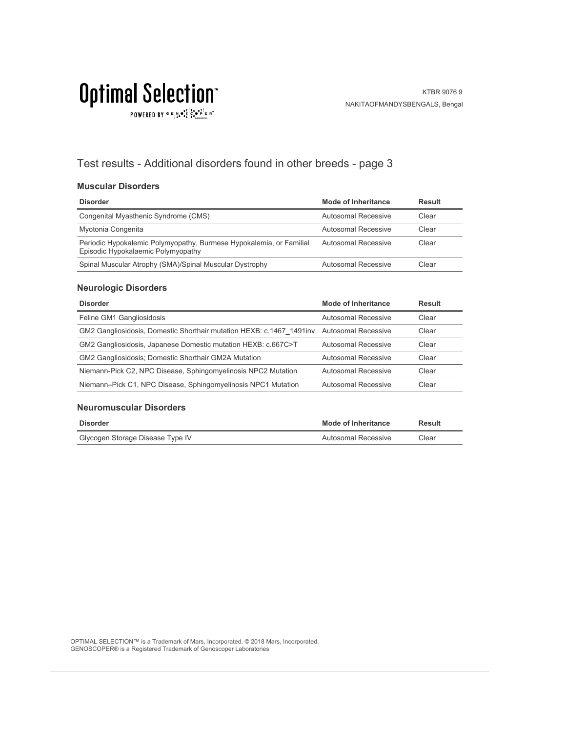# Test results - Additional disorders found in other breeds - page 3

### Muscular Disorders

| Disorder | Mode of Inheritance | Result |
| --- | --- | --- |
| Congenital Myasthenic Syndrome (CMS) | Autosomal Recessive | Clear |
| Myotonia Congenita | Autosomal Recessive | Clear |
| Periodic Hypokalemic Polymyopathy, Burmese Hypokalemia, or Familial Episodic Hypokalaemic Polymyopathy | Autosomal Recessive | Clear |
| Spinal Muscular Atrophy (SMA)/Spinal Muscular Dystrophy | Autosomal Recessive | Clear |

### Neurologic Disorders

| Disorder | Mode of Inheritance | Result |
| --- | --- | --- |
| Feline GM1 Gangliosidosis | Autosomal Recessive | Clear |
| GM2 Gangliosidosis, Domestic Shorthair mutation HEXB: c.1467_1491inv | Autosomal Recessive | Clear |
| GM2 Gangliosidosis, Japanese Domestic mutation HEXB: c.667C>T | Autosomal Recessive | Clear |
| GM2 Gangliosidosis; Domestic Shorthair GM2A Mutation | Autosomal Recessive | Clear |
| Niemann-Pick C2, NPC Disease, Sphingomyelinosis NPC2 Mutation | Autosomal Recessive | Clear |
| Niemann–Pick C1, NPC Disease, Sphingomyelinosis NPC1 Mutation | Autosomal Recessive | Clear |

### Neuromuscular Disorders

| Disorder | Mode of Inheritance | Result |
| --- | --- | --- |
| Glycogen Storage Disease Type IV | Autosomal Recessive | Clear |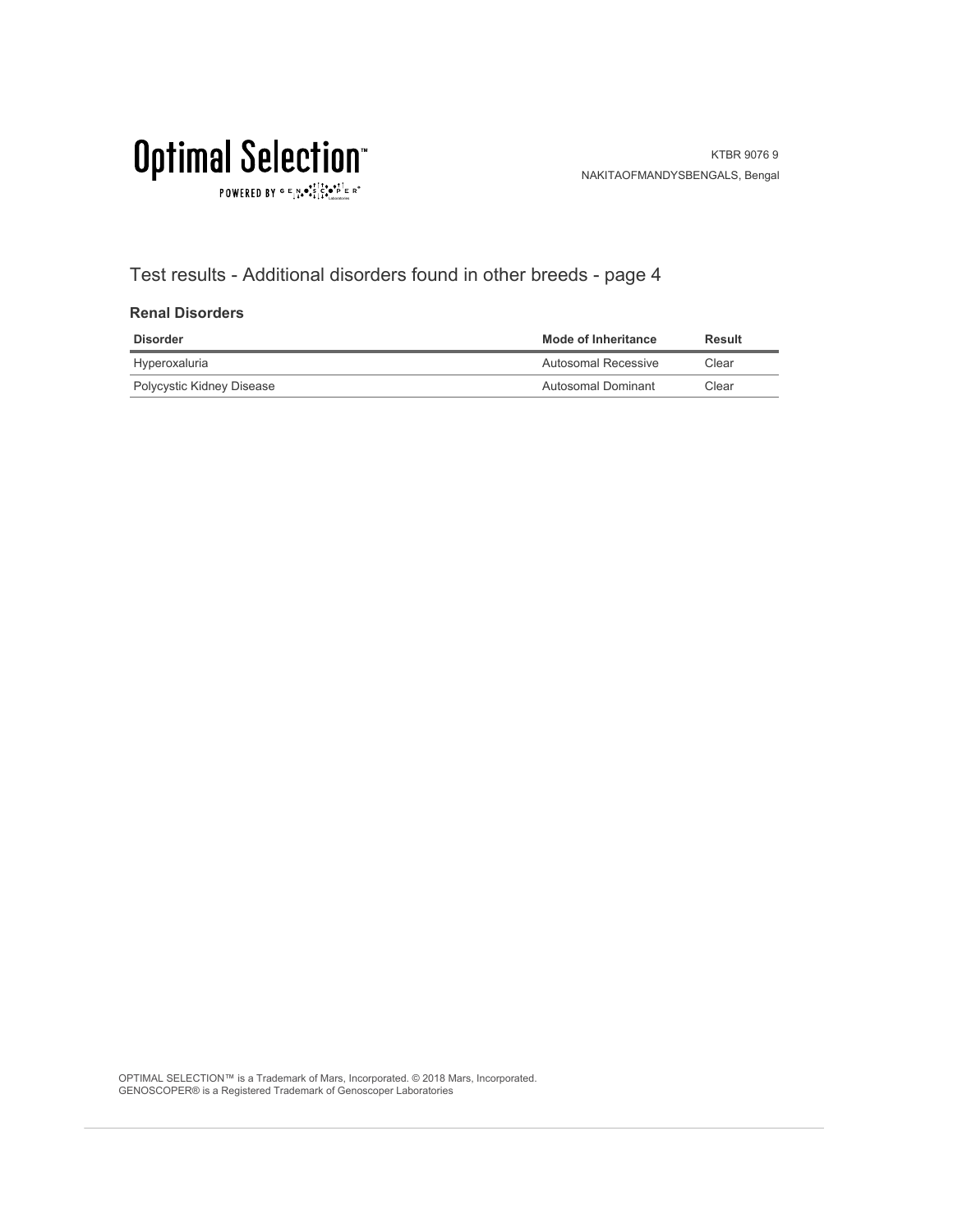KTBR 9076 9
NAKITAOFMANDYSBENGALS, Bengal

## Test results - Additional disorders found in other breeds - page 4

### Renal Disorders

| Disorder | Mode of Inheritance | Result |
|---|---|---|
| Hyperoxaluria | Autosomal Recessive | Clear |
| Polycystic Kidney Disease | Autosomal Dominant | Clear |

OPTIMAL SELECTION™ is a Trademark of Mars, Incorporated. © 2018 Mars, Incorporated.
GENOSCOPER® is a Registered Trademark of Genoscoper Laboratories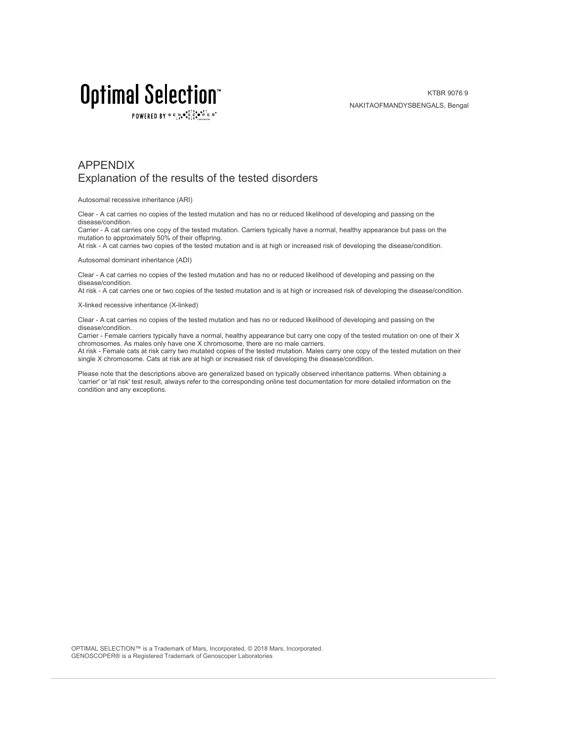## APPENDIX

### Explanation of the results of the tested disorders

Autosomal recessive inheritance (ARI)

Clear - A cat carries no copies of the tested mutation and has no or reduced likelihood of developing and passing on the disease/condition.
Carrier - A cat carries one copy of the tested mutation. Carriers typically have a normal, healthy appearance but pass on the mutation to approximately 50% of their offspring.
At risk - A cat carries two copies of the tested mutation and is at high or increased risk of developing the disease/condition.

Autosomal dominant inheritance (ADI)

Clear - A cat carries no copies of the tested mutation and has no or reduced likelihood of developing and passing on the disease/condition.
At risk - A cat carries one or two copies of the tested mutation and is at high or increased risk of developing the disease/condition.

X-linked recessive inheritance (X-linked)

Clear - A cat carries no copies of the tested mutation and has no or reduced likelihood of developing and passing on the disease/condition.
Carrier - Female carriers typically have a normal, healthy appearance but carry one copy of the tested mutation on one of their X chromosomes. As males only have one X chromosome, there are no male carriers.
At risk - Female cats at risk carry two mutated copies of the tested mutation. Males carry one copy of the tested mutation on their single X chromosome. Cats at risk are at high or increased risk of developing the disease/condition.

Please note that the descriptions above are generalized based on typically observed inheritance patterns. When obtaining a 'carrier' or 'at risk' test result, always refer to the corresponding online test documentation for more detailed information on the condition and any exceptions.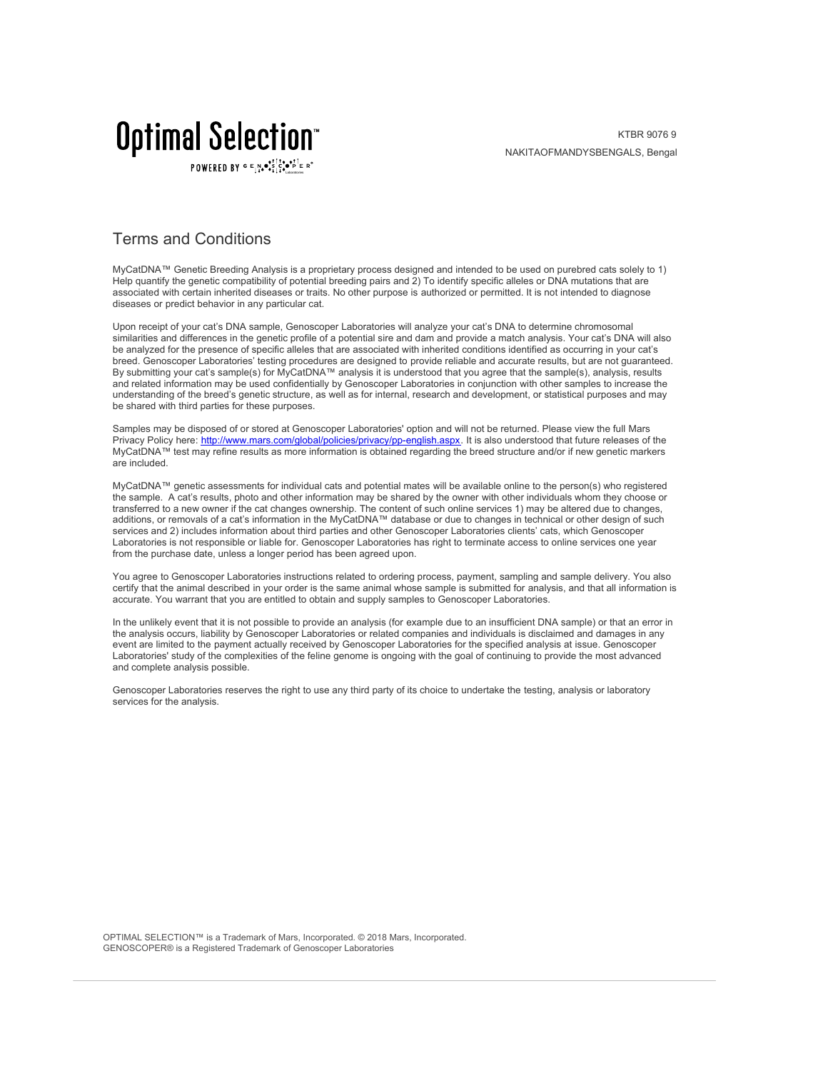# Optimal Selection™

POWERED BY GENOSCOPER® Laboratories

KTBR 9076 9
NAKITAOFMANDYSBENGALS, Bengal

## Terms and Conditions

MyCatDNA™ Genetic Breeding Analysis is a proprietary process designed and intended to be used on purebred cats solely to 1) Help quantify the genetic compatibility of potential breeding pairs and 2) To identify specific alleles or DNA mutations that are associated with certain inherited diseases or traits. No other purpose is authorized or permitted. It is not intended to diagnose diseases or predict behavior in any particular cat.

Upon receipt of your cat's DNA sample, Genoscoper Laboratories will analyze your cat's DNA to determine chromosomal similarities and differences in the genetic profile of a potential sire and dam and provide a match analysis. Your cat's DNA will also be analyzed for the presence of specific alleles that are associated with inherited conditions identified as occurring in your cat's breed. Genoscoper Laboratories' testing procedures are designed to provide reliable and accurate results, but are not guaranteed. By submitting your cat's sample(s) for MyCatDNA™ analysis it is understood that you agree that the sample(s), analysis, results and related information may be used confidentially by Genoscoper Laboratories in conjunction with other samples to increase the understanding of the breed's genetic structure, as well as for internal, research and development, or statistical purposes and may be shared with third parties for these purposes.

Samples may be disposed of or stored at Genoscoper Laboratories' option and will not be returned. Please view the full Mars Privacy Policy here: [http://www.mars.com/global/policies/privacy/pp-english.aspx](http://www.mars.com/global/policies/privacy/pp-english.aspx). It is also understood that future releases of the MyCatDNA™ test may refine results as more information is obtained regarding the breed structure and/or if new genetic markers are included.

MyCatDNA™ genetic assessments for individual cats and potential mates will be available online to the person(s) who registered the sample. A cat's results, photo and other information may be shared by the owner with other individuals whom they choose or transferred to a new owner if the cat changes ownership. The content of such online services 1) may be altered due to changes, additions, or removals of a cat's information in the MyCatDNA™ database or due to changes in technical or other design of such services and 2) includes information about third parties and other Genoscoper Laboratories clients' cats, which Genoscoper Laboratories is not responsible or liable for. Genoscoper Laboratories has right to terminate access to online services one year from the purchase date, unless a longer period has been agreed upon.

You agree to Genoscoper Laboratories instructions related to ordering process, payment, sampling and sample delivery. You also certify that the animal described in your order is the same animal whose sample is submitted for analysis, and that all information is accurate. You warrant that you are entitled to obtain and supply samples to Genoscoper Laboratories.

In the unlikely event that it is not possible to provide an analysis (for example due to an insufficient DNA sample) or that an error in the analysis occurs, liability by Genoscoper Laboratories or related companies and individuals is disclaimed and damages in any event are limited to the payment actually received by Genoscoper Laboratories for the specified analysis at issue. Genoscoper Laboratories' study of the complexities of the feline genome is ongoing with the goal of continuing to provide the most advanced and complete analysis possible.

Genoscoper Laboratories reserves the right to use any third party of its choice to undertake the testing, analysis or laboratory services for the analysis.

OPTIMAL SELECTION™ is a Trademark of Mars, Incorporated. © 2018 Mars, Incorporated.
GENOSCOPER® is a Registered Trademark of Genoscoper Laboratories